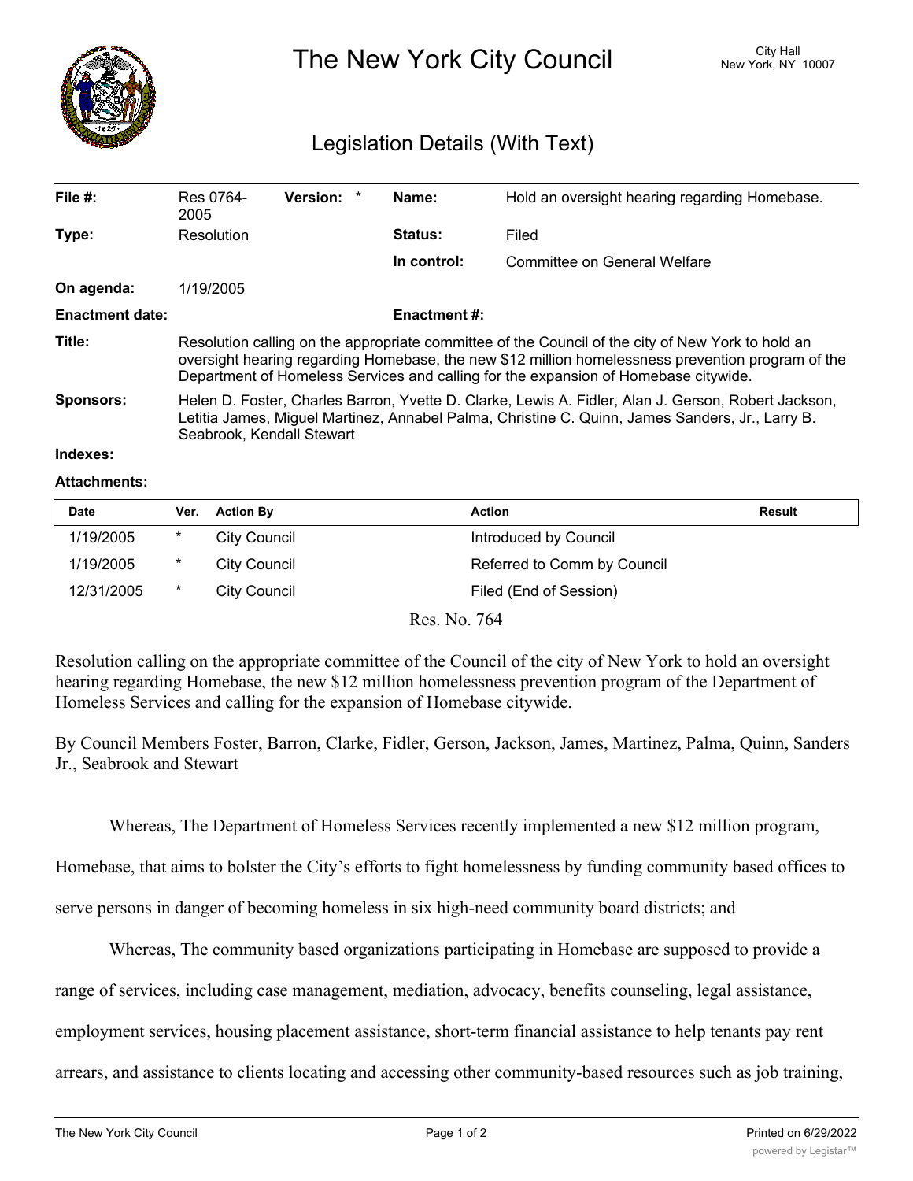# The New York City Council

City Hall
New York, NY 10007

## Legislation Details (With Text)

| | | | |
|---|---|---|---|
| **File #:** | Res 0764-2005 **Version:** * | **Name:** | Hold an oversight hearing regarding Homebase. |
| **Type:** | Resolution | **Status:** | Filed |
| | | **In control:** | Committee on General Welfare |
| **On agenda:** | 1/19/2005 | | |
| **Enactment date:** | | **Enactment #:** | |

**Title:** Resolution calling on the appropriate committee of the Council of the city of New York to hold an oversight hearing regarding Homebase, the new $12 million homelessness prevention program of the Department of Homeless Services and calling for the expansion of Homebase citywide.

**Sponsors:** Helen D. Foster, Charles Barron, Yvette D. Clarke, Lewis A. Fidler, Alan J. Gerson, Robert Jackson, Letitia James, Miguel Martinez, Annabel Palma, Christine C. Quinn, James Sanders, Jr., Larry B. Seabrook, Kendall Stewart

**Indexes:**

**Attachments:**

| Date | Ver. | Action By | Action | Result |
|---|---|---|---|---|
| 1/19/2005 | * | City Council | Introduced by Council | |
| 1/19/2005 | * | City Council | Referred to Comm by Council | |
| 12/31/2005 | * | City Council | Filed (End of Session) | |

Res. No. 764

Resolution calling on the appropriate committee of the Council of the city of New York to hold an oversight hearing regarding Homebase, the new $12 million homelessness prevention program of the Department of Homeless Services and calling for the expansion of Homebase citywide.

By Council Members Foster, Barron, Clarke, Fidler, Gerson, Jackson, James, Martinez, Palma, Quinn, Sanders Jr., Seabrook and Stewart

Whereas, The Department of Homeless Services recently implemented a new $12 million program, Homebase, that aims to bolster the City's efforts to fight homelessness by funding community based offices to serve persons in danger of becoming homeless in six high-need community board districts; and

Whereas, The community based organizations participating in Homebase are supposed to provide a range of services, including case management, mediation, advocacy, benefits counseling, legal assistance, employment services, housing placement assistance, short-term financial assistance to help tenants pay rent arrears, and assistance to clients locating and accessing other community-based resources such as job training,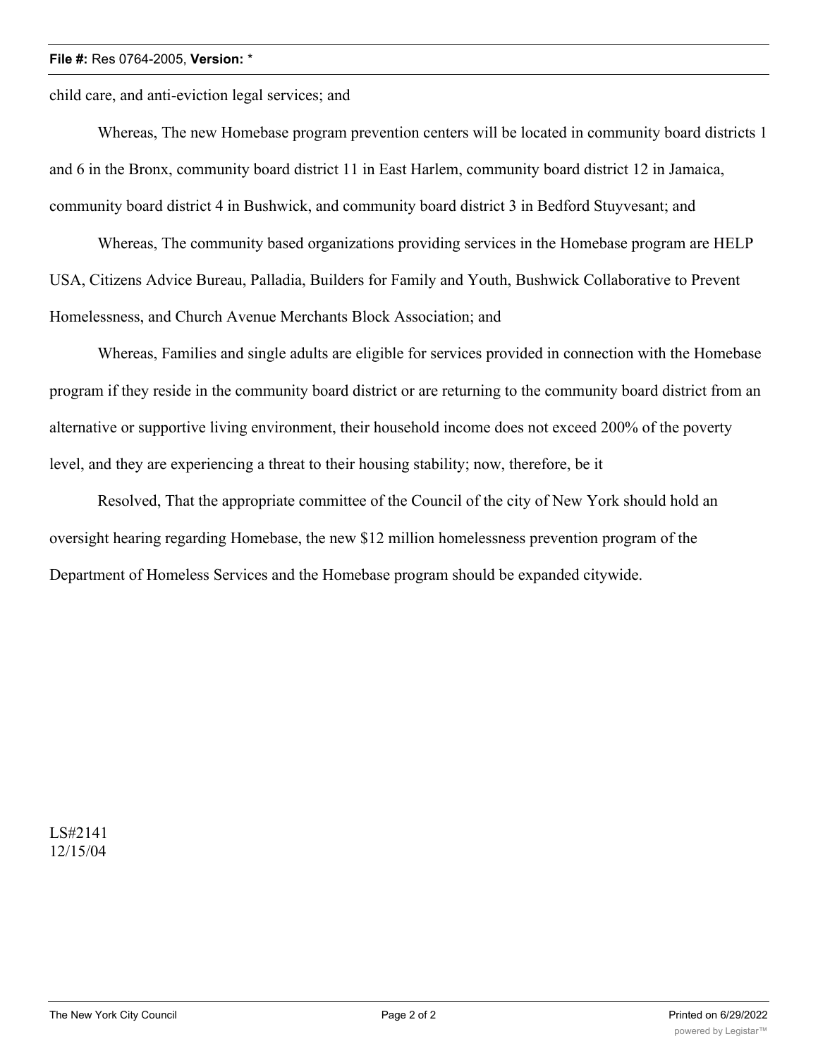child care, and anti-eviction legal services; and

Whereas, The new Homebase program prevention centers will be located in community board districts 1 and 6 in the Bronx, community board district 11 in East Harlem, community board district 12 in Jamaica, community board district 4 in Bushwick, and community board district 3 in Bedford Stuyvesant; and

Whereas, The community based organizations providing services in the Homebase program are HELP USA, Citizens Advice Bureau, Palladia, Builders for Family and Youth, Bushwick Collaborative to Prevent Homelessness, and Church Avenue Merchants Block Association; and

Whereas, Families and single adults are eligible for services provided in connection with the Homebase program if they reside in the community board district or are returning to the community board district from an alternative or supportive living environment, their household income does not exceed 200% of the poverty level, and they are experiencing a threat to their housing stability; now, therefore, be it

Resolved, That the appropriate committee of the Council of the city of New York should hold an oversight hearing regarding Homebase, the new $12 million homelessness prevention program of the Department of Homeless Services and the Homebase program should be expanded citywide.

LS#2141
12/15/04